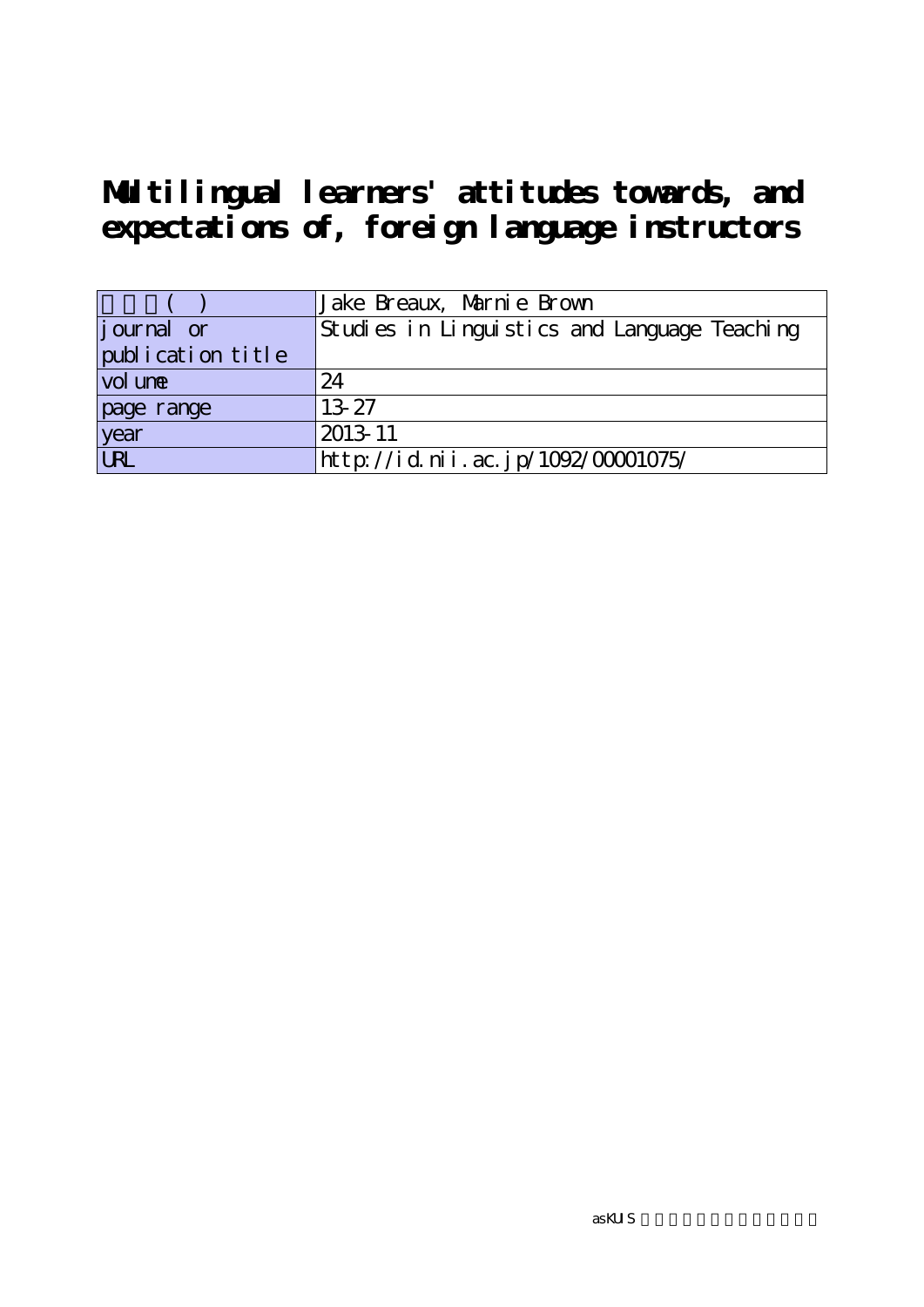# Multilingual learners' attitudes towards, and expectations of, foreign language instructors

| 著者名(英) | Jake Breaux, Marnie Brown |
|---|---|
| journal or publication title | Studies in Linguistics and Language Teaching |
| volume | 24 |
| page range | 13-27 |
| year | 2013-11 |
| URL | http://id.nii.ac.jp/1092/00001075/ |

asKUIS 神田外語大学学術情報リポジトリ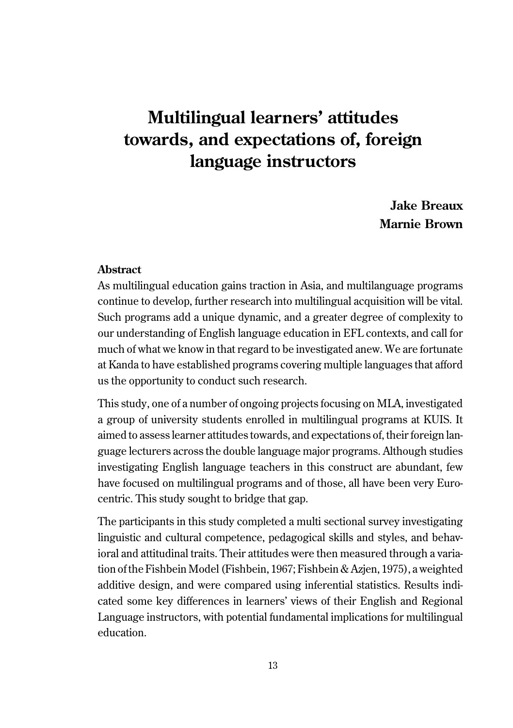# Multilingual learners' attitudes towards, and expectations of, foreign language instructors

**Jake Breaux**
**Marnie Brown**

### Abstract

As multilingual education gains traction in Asia, and multilanguage programs continue to develop, further research into multilingual acquisition will be vital. Such programs add a unique dynamic, and a greater degree of complexity to our understanding of English language education in EFL contexts, and call for much of what we know in that regard to be investigated anew. We are fortunate at Kanda to have established programs covering multiple languages that afford us the opportunity to conduct such research.

This study, one of a number of ongoing projects focusing on MLA, investigated a group of university students enrolled in multilingual programs at KUIS. It aimed to assess learner attitudes towards, and expectations of, their foreign language lecturers across the double language major programs. Although studies investigating English language teachers in this construct are abundant, few have focused on multilingual programs and of those, all have been very Eurocentric. This study sought to bridge that gap.

The participants in this study completed a multi sectional survey investigating linguistic and cultural competence, pedagogical skills and styles, and behavioral and attitudinal traits. Their attitudes were then measured through a variation of the Fishbein Model (Fishbein, 1967; Fishbein & Azjen, 1975), a weighted additive design, and were compared using inferential statistics. Results indicated some key differences in learners' views of their English and Regional Language instructors, with potential fundamental implications for multilingual education.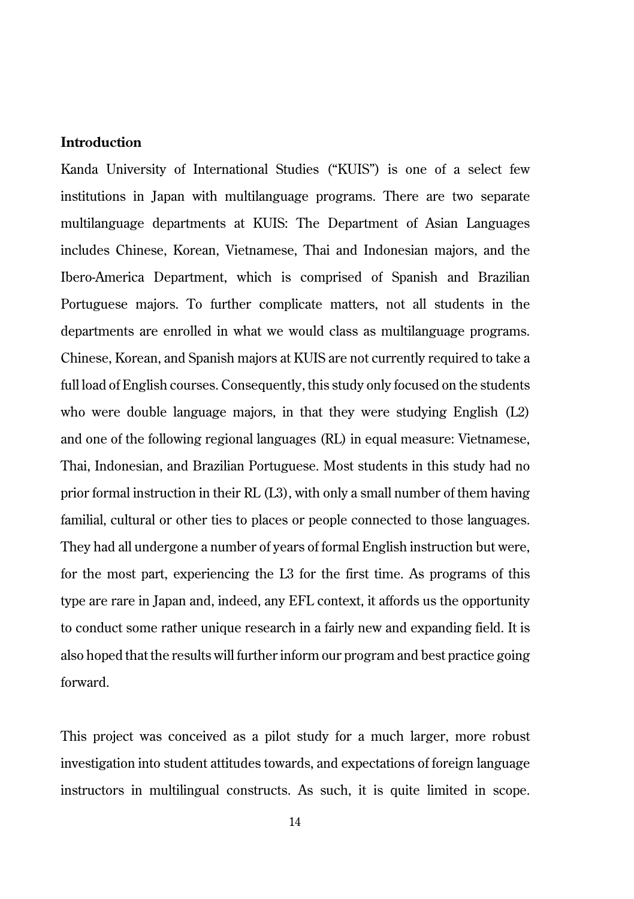## Introduction

Kanda University of International Studies ("KUIS") is one of a select few institutions in Japan with multilanguage programs. There are two separate multilanguage departments at KUIS: The Department of Asian Languages includes Chinese, Korean, Vietnamese, Thai and Indonesian majors, and the Ibero-America Department, which is comprised of Spanish and Brazilian Portuguese majors. To further complicate matters, not all students in the departments are enrolled in what we would class as multilanguage programs. Chinese, Korean, and Spanish majors at KUIS are not currently required to take a full load of English courses. Consequently, this study only focused on the students who were double language majors, in that they were studying English (L2) and one of the following regional languages (RL) in equal measure: Vietnamese, Thai, Indonesian, and Brazilian Portuguese. Most students in this study had no prior formal instruction in their RL (L3), with only a small number of them having familial, cultural or other ties to places or people connected to those languages. They had all undergone a number of years of formal English instruction but were, for the most part, experiencing the L3 for the first time. As programs of this type are rare in Japan and, indeed, any EFL context, it affords us the opportunity to conduct some rather unique research in a fairly new and expanding field. It is also hoped that the results will further inform our program and best practice going forward.

This project was conceived as a pilot study for a much larger, more robust investigation into student attitudes towards, and expectations of foreign language instructors in multilingual constructs. As such, it is quite limited in scope.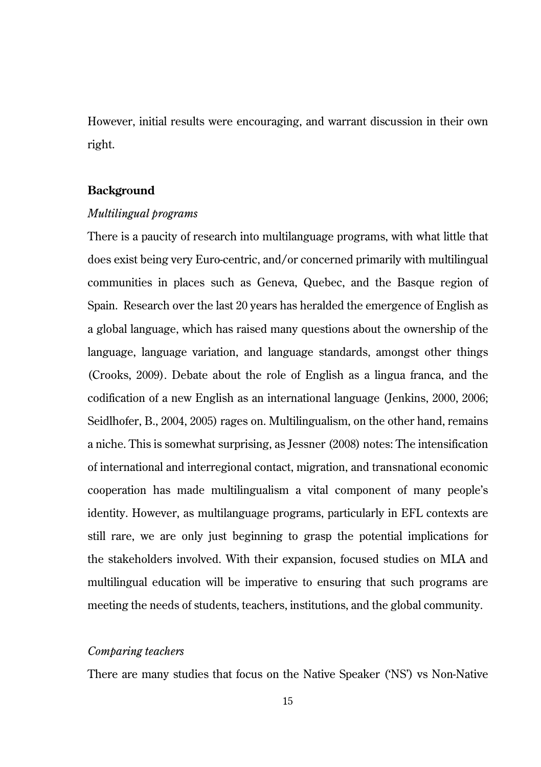However, initial results were encouraging, and warrant discussion in their own right.

## Background

### *Multilingual programs*

There is a paucity of research into multilanguage programs, with what little that does exist being very Euro-centric, and/or concerned primarily with multilingual communities in places such as Geneva, Quebec, and the Basque region of Spain. Research over the last 20 years has heralded the emergence of English as a global language, which has raised many questions about the ownership of the language, language variation, and language standards, amongst other things (Crooks, 2009). Debate about the role of English as a lingua franca, and the codification of a new English as an international language (Jenkins, 2000, 2006; Seidlhofer, B., 2004, 2005) rages on. Multilingualism, on the other hand, remains a niche. This is somewhat surprising, as Jessner (2008) notes: The intensification of international and interregional contact, migration, and transnational economic cooperation has made multilingualism a vital component of many people's identity. However, as multilanguage programs, particularly in EFL contexts are still rare, we are only just beginning to grasp the potential implications for the stakeholders involved. With their expansion, focused studies on MLA and multilingual education will be imperative to ensuring that such programs are meeting the needs of students, teachers, institutions, and the global community.

### *Comparing teachers*

There are many studies that focus on the Native Speaker ('NS') vs Non-Native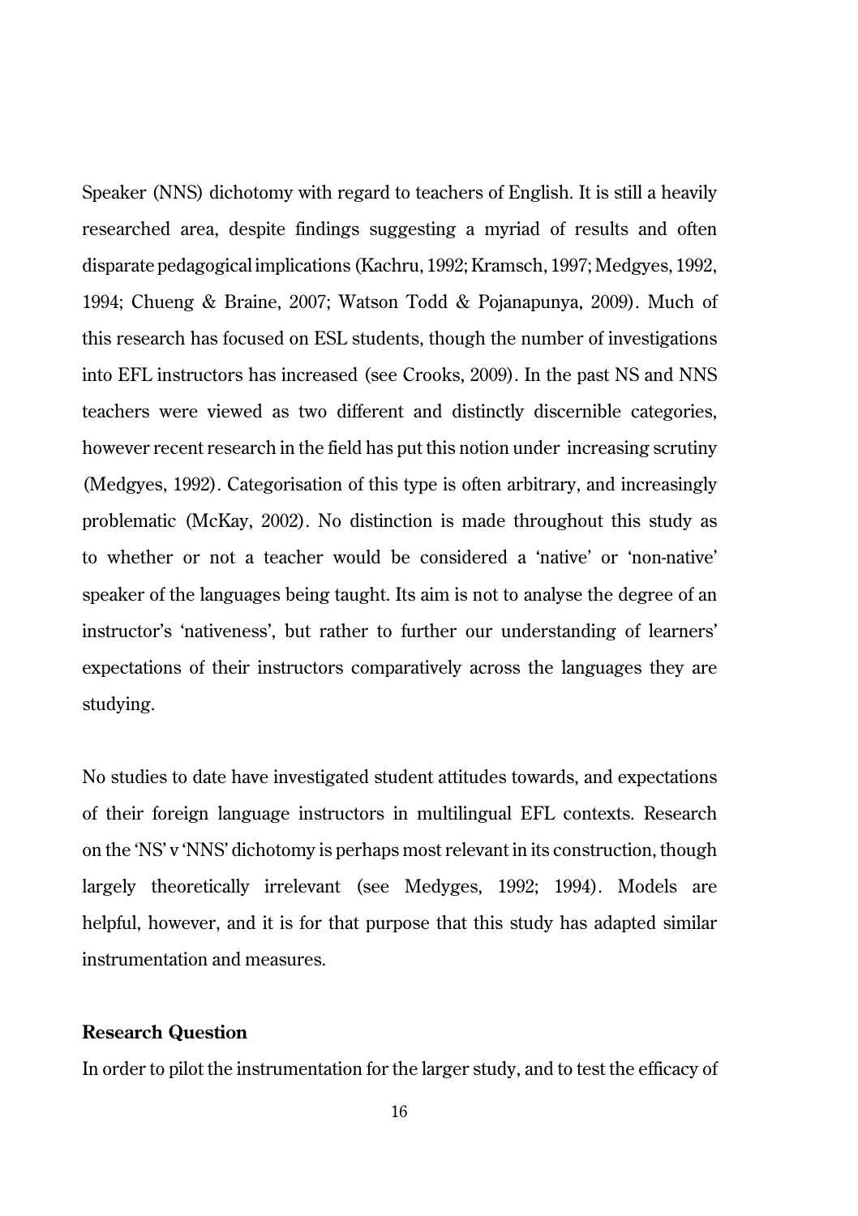Speaker (NNS) dichotomy with regard to teachers of English. It is still a heavily researched area, despite findings suggesting a myriad of results and often disparate pedagogical implications (Kachru, 1992; Kramsch, 1997; Medgyes, 1992, 1994; Chueng & Braine, 2007; Watson Todd & Pojanapunya, 2009). Much of this research has focused on ESL students, though the number of investigations into EFL instructors has increased (see Crooks, 2009). In the past NS and NNS teachers were viewed as two different and distinctly discernible categories, however recent research in the field has put this notion under increasing scrutiny (Medgyes, 1992). Categorisation of this type is often arbitrary, and increasingly problematic (McKay, 2002). No distinction is made throughout this study as to whether or not a teacher would be considered a 'native' or 'non-native' speaker of the languages being taught. Its aim is not to analyse the degree of an instructor's 'nativeness', but rather to further our understanding of learners' expectations of their instructors comparatively across the languages they are studying.

No studies to date have investigated student attitudes towards, and expectations of their foreign language instructors in multilingual EFL contexts. Research on the 'NS' v 'NNS' dichotomy is perhaps most relevant in its construction, though largely theoretically irrelevant (see Medyges, 1992; 1994). Models are helpful, however, and it is for that purpose that this study has adapted similar instrumentation and measures.

**Research Question**

In order to pilot the instrumentation for the larger study, and to test the efficacy of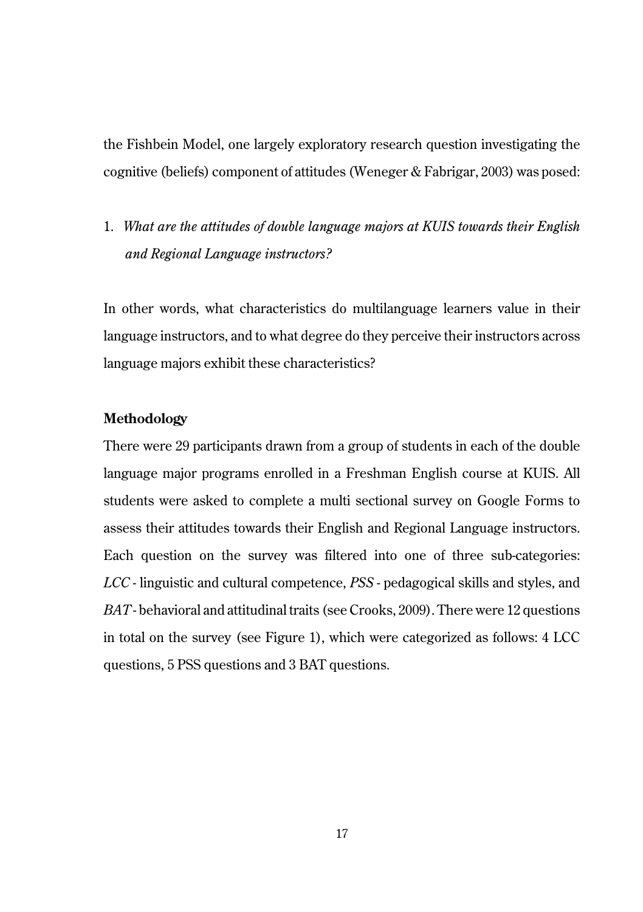the Fishbein Model, one largely exploratory research question investigating the cognitive (beliefs) component of attitudes (Weneger & Fabrigar, 2003) was posed:

1. *What are the attitudes of double language majors at KUIS towards their English and Regional Language instructors?*

In other words, what characteristics do multilanguage learners value in their language instructors, and to what degree do they perceive their instructors across language majors exhibit these characteristics?

**Methodology**

There were 29 participants drawn from a group of students in each of the double language major programs enrolled in a Freshman English course at KUIS. All students were asked to complete a multi sectional survey on Google Forms to assess their attitudes towards their English and Regional Language instructors. Each question on the survey was filtered into one of three sub-categories: *LCC* - linguistic and cultural competence, *PSS* - pedagogical skills and styles, and *BAT* - behavioral and attitudinal traits (see Crooks, 2009). There were 12 questions in total on the survey (see Figure 1), which were categorized as follows: 4 LCC questions, 5 PSS questions and 3 BAT questions.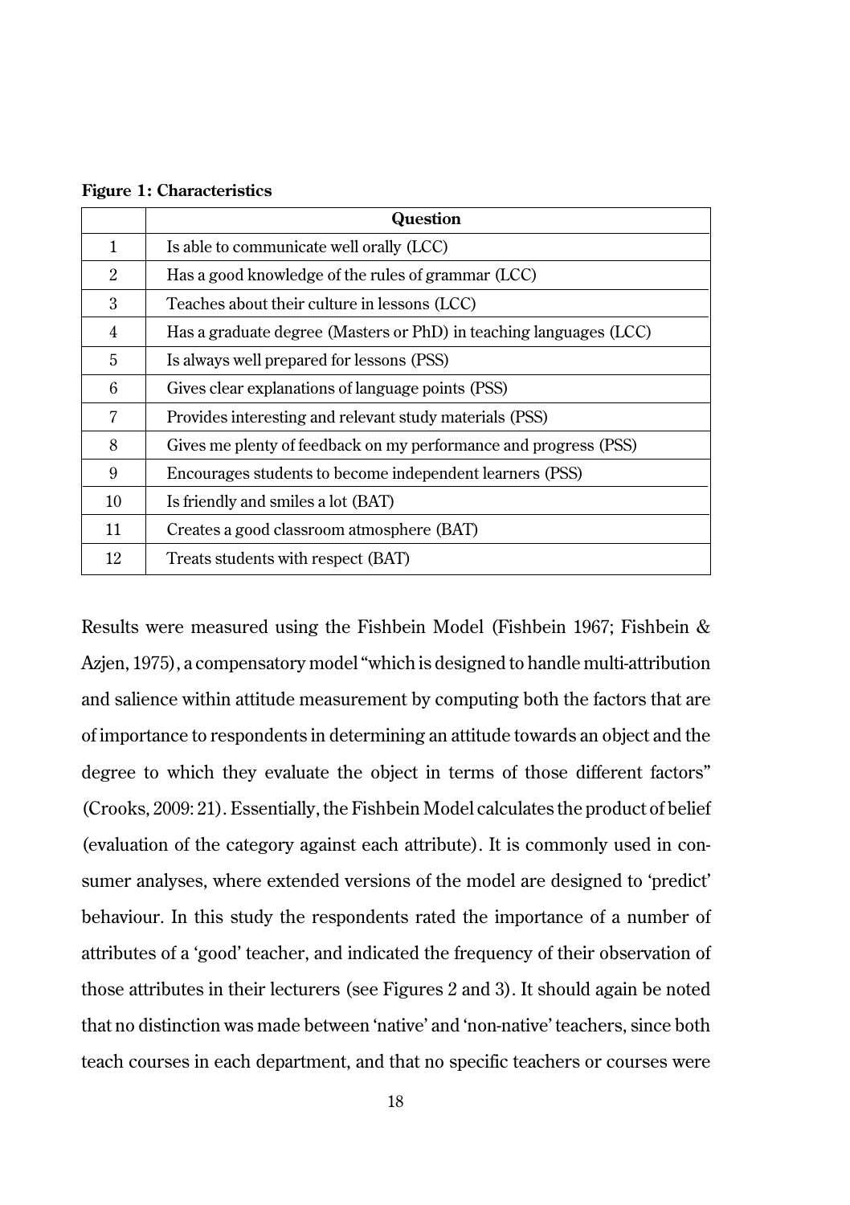**Figure 1: Characteristics**

| | Question |
|---|---|
| 1 | Is able to communicate well orally (LCC) |
| 2 | Has a good knowledge of the rules of grammar (LCC) |
| 3 | Teaches about their culture in lessons (LCC) |
| 4 | Has a graduate degree (Masters or PhD) in teaching languages (LCC) |
| 5 | Is always well prepared for lessons (PSS) |
| 6 | Gives clear explanations of language points (PSS) |
| 7 | Provides interesting and relevant study materials (PSS) |
| 8 | Gives me plenty of feedback on my performance and progress (PSS) |
| 9 | Encourages students to become independent learners (PSS) |
| 10 | Is friendly and smiles a lot (BAT) |
| 11 | Creates a good classroom atmosphere (BAT) |
| 12 | Treats students with respect (BAT) |

Results were measured using the Fishbein Model (Fishbein 1967; Fishbein & Azjen, 1975), a compensatory model "which is designed to handle multi-attribution and salience within attitude measurement by computing both the factors that are of importance to respondents in determining an attitude towards an object and the degree to which they evaluate the object in terms of those different factors" (Crooks, 2009: 21). Essentially, the Fishbein Model calculates the product of belief (evaluation of the category against each attribute). It is commonly used in consumer analyses, where extended versions of the model are designed to 'predict' behaviour. In this study the respondents rated the importance of a number of attributes of a 'good' teacher, and indicated the frequency of their observation of those attributes in their lecturers (see Figures 2 and 3). It should again be noted that no distinction was made between 'native' and 'non-native' teachers, since both teach courses in each department, and that no specific teachers or courses were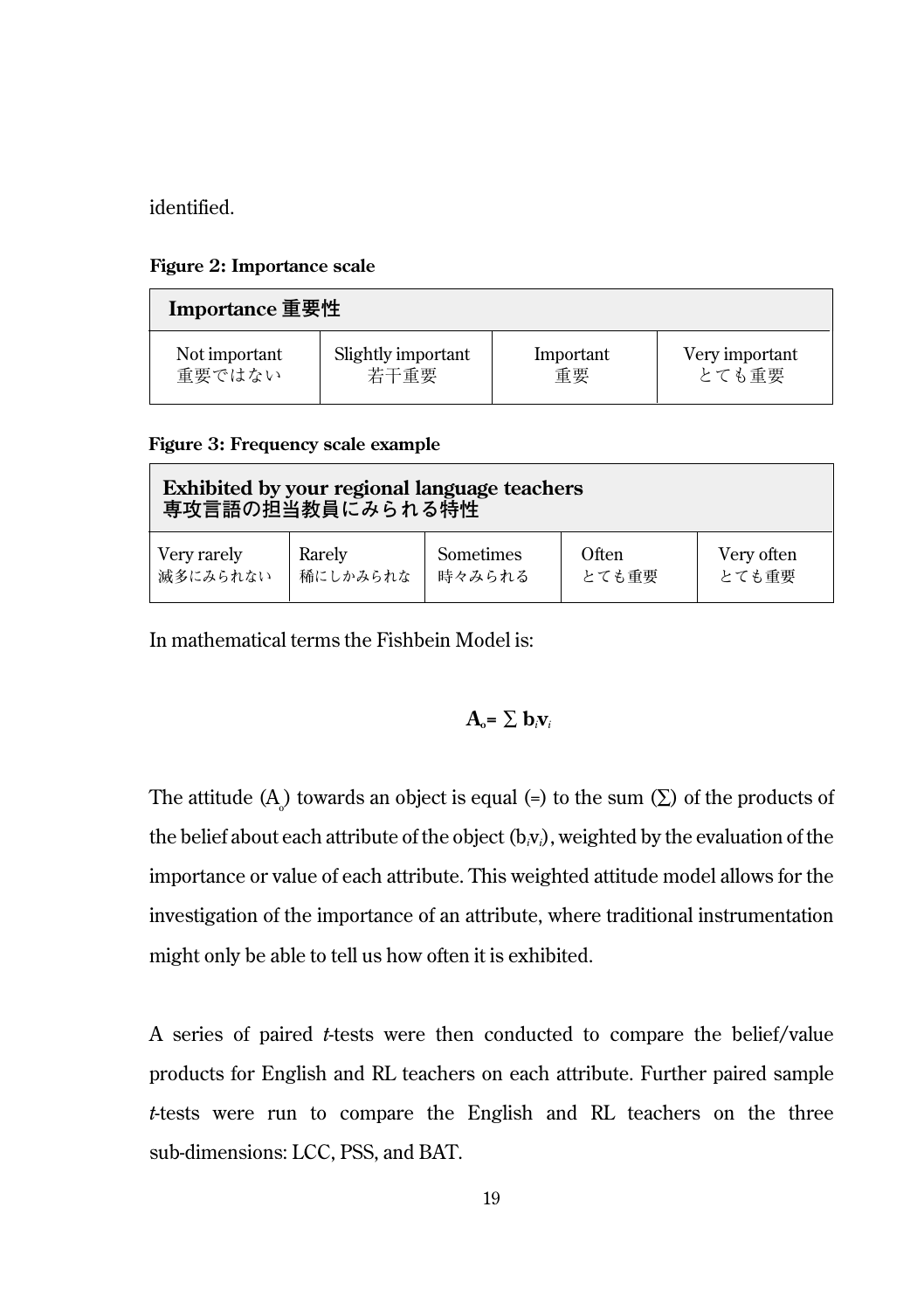identified.

**Figure 2: Importance scale**

| Importance 重要性 | | | |
|---|---|---|---|
| Not important<br>重要ではない | Slightly important<br>若干重要 | Important<br>重要 | Very important<br>とても重要 |

**Figure 3: Frequency scale example**

| Exhibited by your regional language teachers<br>専攻言語の担当教員にみられる特性 | | | | |
|---|---|---|---|---|
| Very rarely<br>滅多にみられない | Rarely<br>稀にしかみられな | Sometimes<br>時々みられる | Often<br>とても重要 | Very often<br>とても重要 |

In mathematical terms the Fishbein Model is:

$$\mathbf{A_o = \sum b_i v_i}$$

The attitude ($A_o$) towards an object is equal (=) to the sum ($\sum$) of the products of the belief about each attribute of the object ($b_i v_i$), weighted by the evaluation of the importance or value of each attribute. This weighted attitude model allows for the investigation of the importance of an attribute, where traditional instrumentation might only be able to tell us how often it is exhibited.

A series of paired *t*-tests were then conducted to compare the belief/value products for English and RL teachers on each attribute. Further paired sample *t*-tests were run to compare the English and RL teachers on the three sub-dimensions: LCC, PSS, and BAT.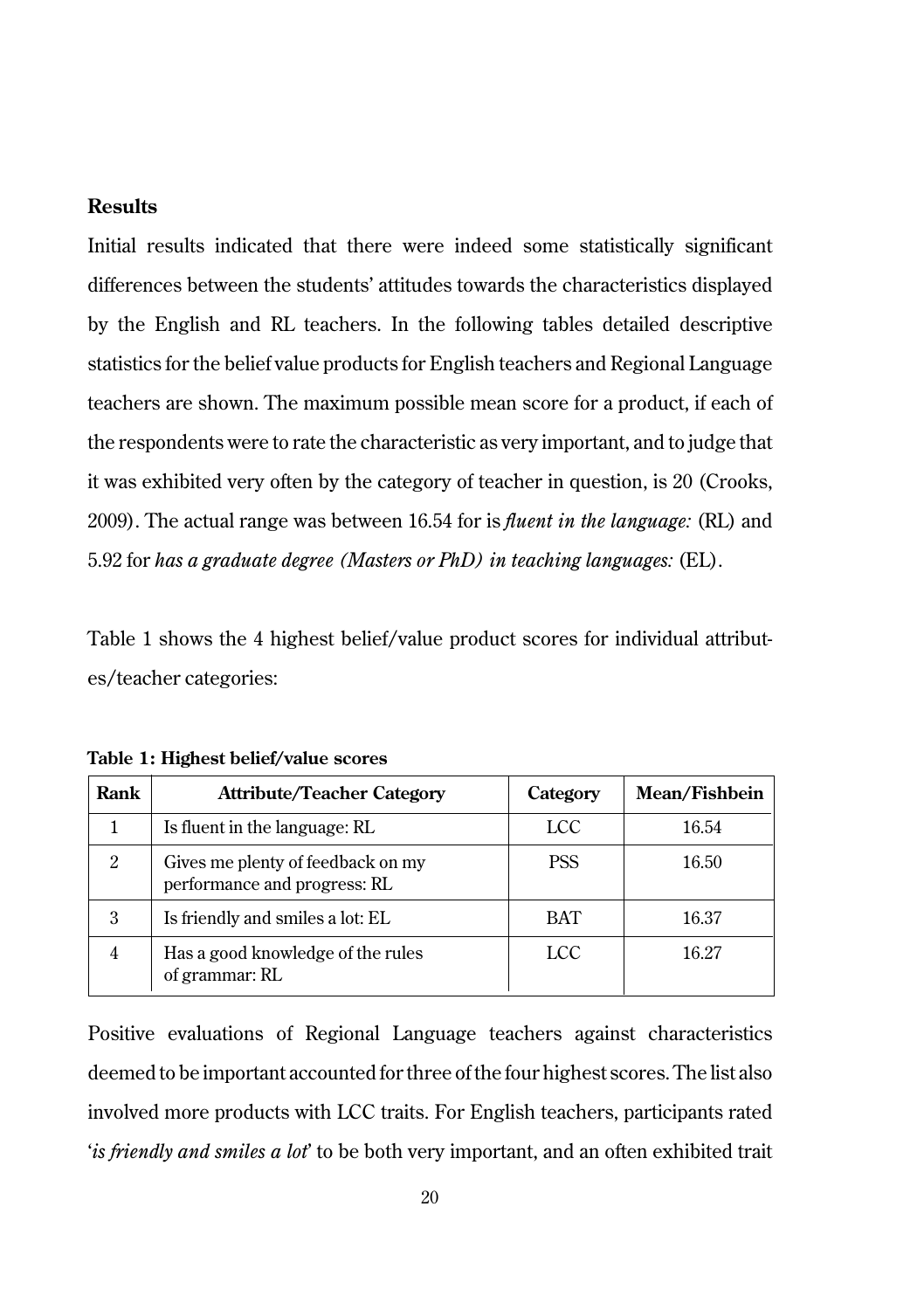**Results**

Initial results indicated that there were indeed some statistically significant differences between the students' attitudes towards the characteristics displayed by the English and RL teachers. In the following tables detailed descriptive statistics for the belief value products for English teachers and Regional Language teachers are shown. The maximum possible mean score for a product, if each of the respondents were to rate the characteristic as very important, and to judge that it was exhibited very often by the category of teacher in question, is 20 (Crooks, 2009). The actual range was between 16.54 for is *fluent in the language:* (RL) and 5.92 for *has a graduate degree (Masters or PhD) in teaching languages:* (EL).

Table 1 shows the 4 highest belief/value product scores for individual attributes/teacher categories:

**Table 1: Highest belief/value scores**

| Rank | Attribute/Teacher Category | Category | Mean/Fishbein |
|---|---|---|---|
| 1 | Is fluent in the language: RL | LCC | 16.54 |
| 2 | Gives me plenty of feedback on my performance and progress: RL | PSS | 16.50 |
| 3 | Is friendly and smiles a lot: EL | BAT | 16.37 |
| 4 | Has a good knowledge of the rules of grammar: RL | LCC | 16.27 |

Positive evaluations of Regional Language teachers against characteristics deemed to be important accounted for three of the four highest scores. The list also involved more products with LCC traits. For English teachers, participants rated '*is friendly and smiles a lot*' to be both very important, and an often exhibited trait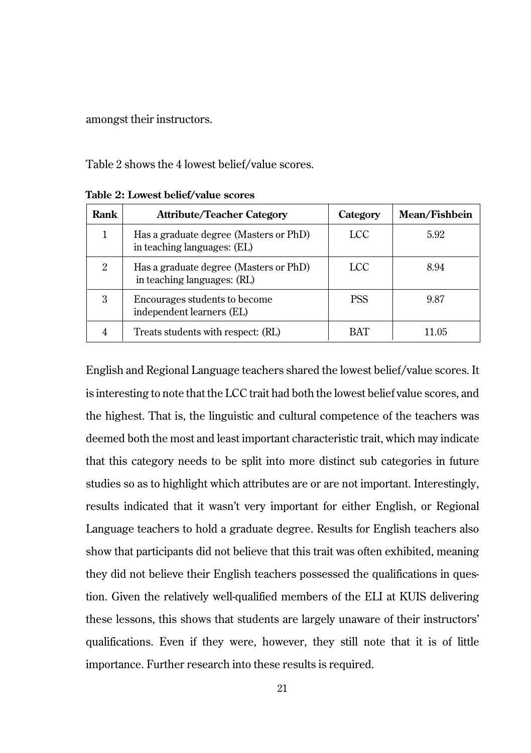amongst their instructors.

Table 2 shows the 4 lowest belief/value scores.

**Table 2: Lowest belief/value scores**

| Rank | Attribute/Teacher Category | Category | Mean/Fishbein |
|---|---|---|---|
| 1 | Has a graduate degree (Masters or PhD) in teaching languages: (EL) | LCC | 5.92 |
| 2 | Has a graduate degree (Masters or PhD) in teaching languages: (RL) | LCC | 8.94 |
| 3 | Encourages students to become independent learners (EL) | PSS | 9.87 |
| 4 | Treats students with respect: (RL) | BAT | 11.05 |

English and Regional Language teachers shared the lowest belief/value scores. It is interesting to note that the LCC trait had both the lowest belief value scores, and the highest. That is, the linguistic and cultural competence of the teachers was deemed both the most and least important characteristic trait, which may indicate that this category needs to be split into more distinct sub categories in future studies so as to highlight which attributes are or are not important. Interestingly, results indicated that it wasn't very important for either English, or Regional Language teachers to hold a graduate degree. Results for English teachers also show that participants did not believe that this trait was often exhibited, meaning they did not believe their English teachers possessed the qualifications in question. Given the relatively well-qualified members of the ELI at KUIS delivering these lessons, this shows that students are largely unaware of their instructors' qualifications. Even if they were, however, they still note that it is of little importance. Further research into these results is required.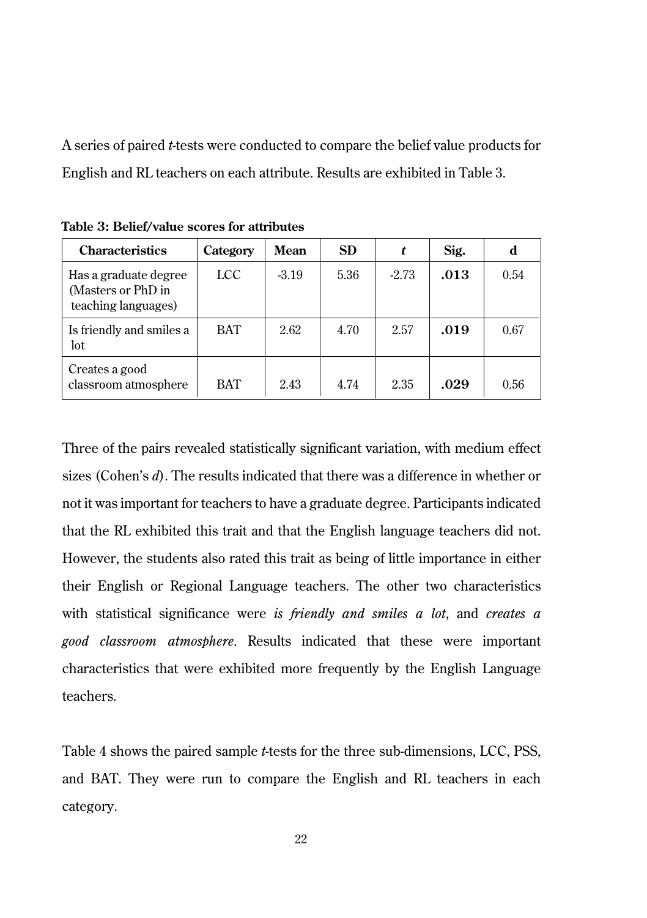A series of paired *t*-tests were conducted to compare the belief value products for English and RL teachers on each attribute. Results are exhibited in Table 3.

**Table 3: Belief/value scores for attributes**

| Characteristics | Category | Mean | SD | *t* | Sig. | d |
|---|---|---|---|---|---|---|
| Has a graduate degree (Masters or PhD in teaching languages) | LCC | -3.19 | 5.36 | -2.73 | **.013** | 0.54 |
| Is friendly and smiles a lot | BAT | 2.62 | 4.70 | 2.57 | **.019** | 0.67 |
| Creates a good classroom atmosphere | BAT | 2.43 | 4.74 | 2.35 | **.029** | 0.56 |

Three of the pairs revealed statistically significant variation, with medium effect sizes (Cohen's *d*). The results indicated that there was a difference in whether or not it was important for teachers to have a graduate degree. Participants indicated that the RL exhibited this trait and that the English language teachers did not. However, the students also rated this trait as being of little importance in either their English or Regional Language teachers. The other two characteristics with statistical significance were *is friendly and smiles a lot*, and *creates a good classroom atmosphere*. Results indicated that these were important characteristics that were exhibited more frequently by the English Language teachers.

Table 4 shows the paired sample *t*-tests for the three sub-dimensions, LCC, PSS, and BAT. They were run to compare the English and RL teachers in each category.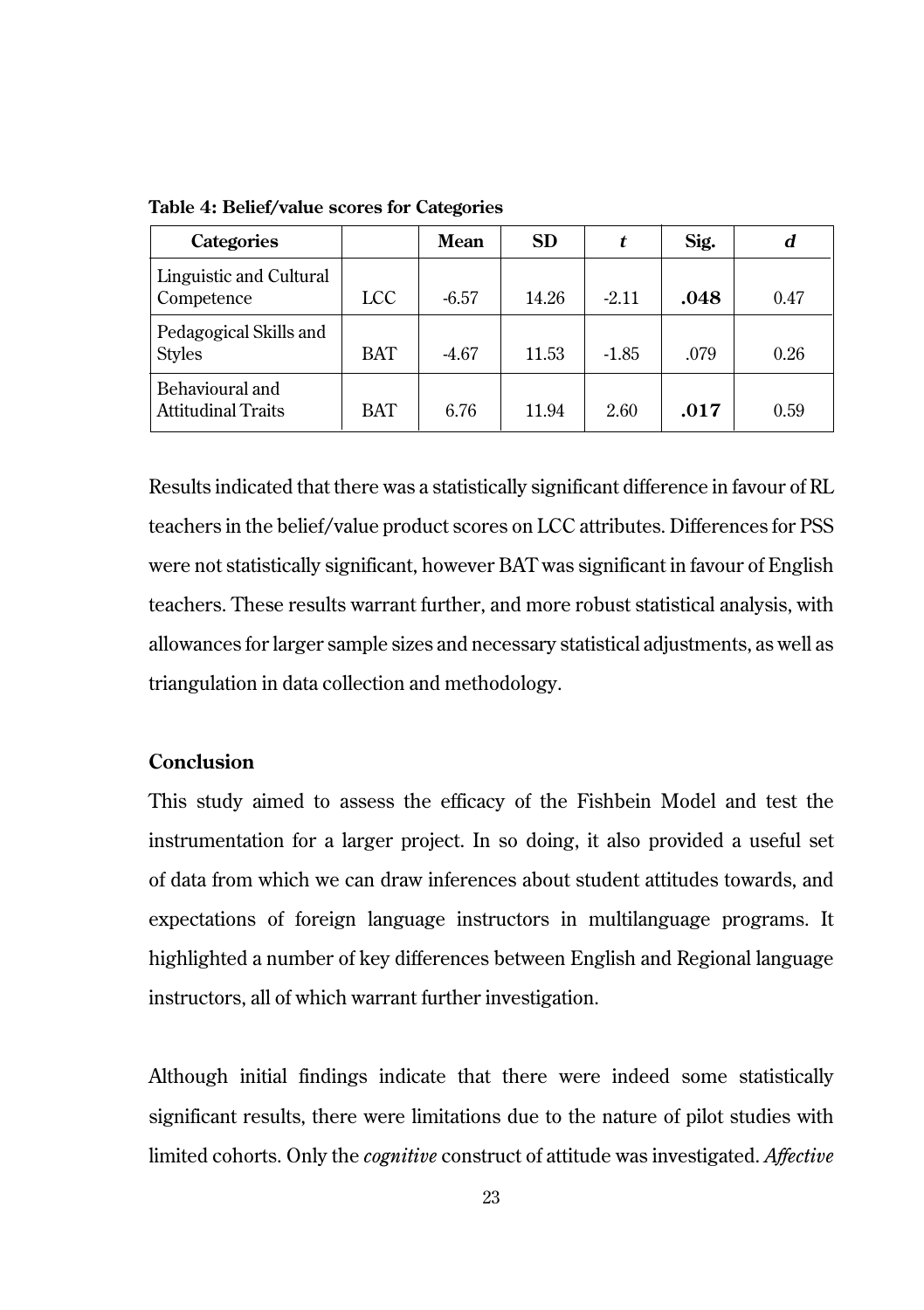**Table 4: Belief/value scores for Categories**

| Categories | | Mean | SD | *t* | Sig. | *d* |
|---|---|---|---|---|---|---|
| Linguistic and Cultural Competence | LCC | -6.57 | 14.26 | -2.11 | **.048** | 0.47 |
| Pedagogical Skills and Styles | BAT | -4.67 | 11.53 | -1.85 | .079 | 0.26 |
| Behavioural and Attitudinal Traits | BAT | 6.76 | 11.94 | 2.60 | **.017** | 0.59 |

Results indicated that there was a statistically significant difference in favour of RL teachers in the belief/value product scores on LCC attributes. Differences for PSS were not statistically significant, however BAT was significant in favour of English teachers. These results warrant further, and more robust statistical analysis, with allowances for larger sample sizes and necessary statistical adjustments, as well as triangulation in data collection and methodology.

## Conclusion

This study aimed to assess the efficacy of the Fishbein Model and test the instrumentation for a larger project. In so doing, it also provided a useful set of data from which we can draw inferences about student attitudes towards, and expectations of foreign language instructors in multilanguage programs. It highlighted a number of key differences between English and Regional language instructors, all of which warrant further investigation.

Although initial findings indicate that there were indeed some statistically significant results, there were limitations due to the nature of pilot studies with limited cohorts. Only the *cognitive* construct of attitude was investigated. *Affective*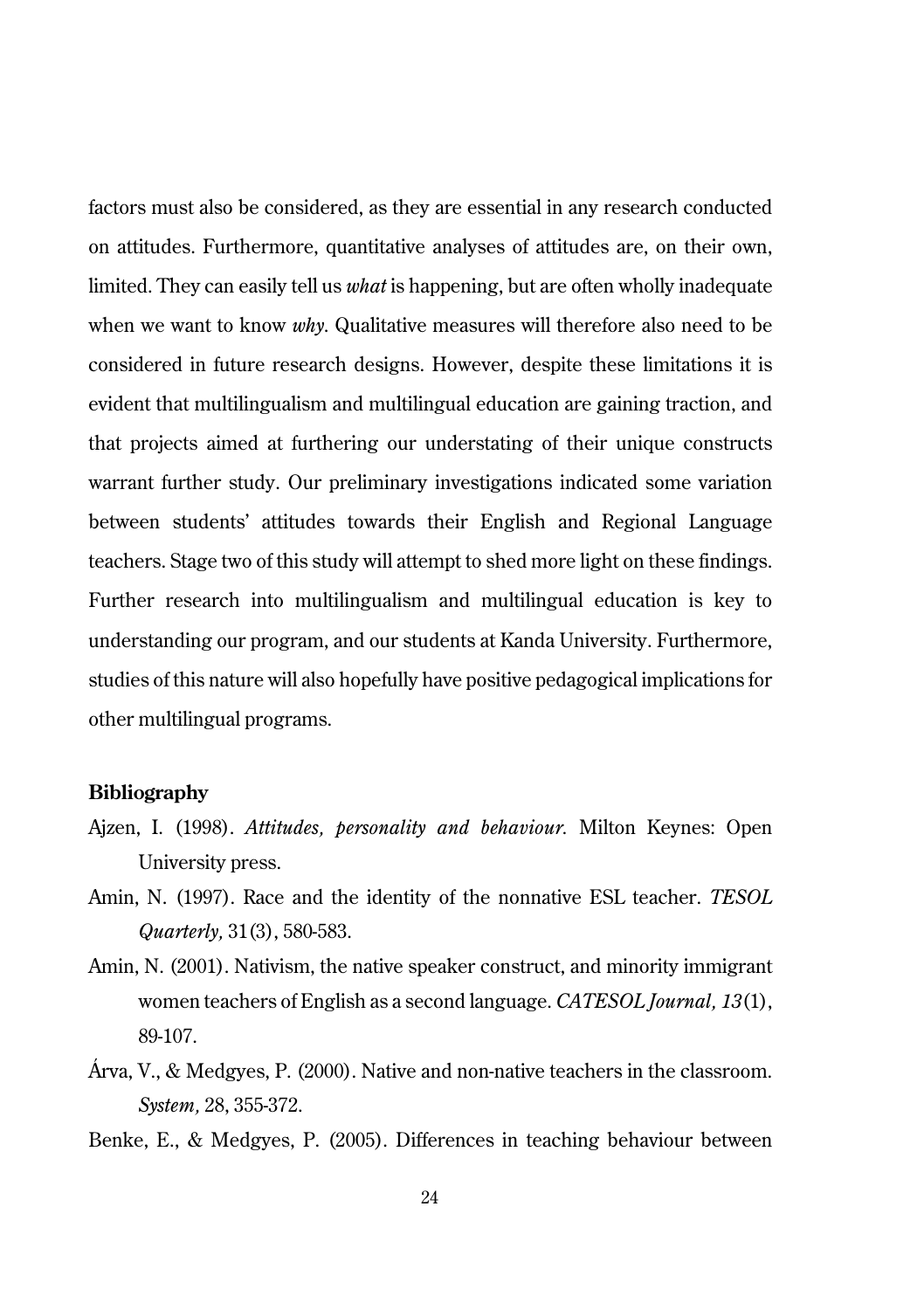factors must also be considered, as they are essential in any research conducted on attitudes. Furthermore, quantitative analyses of attitudes are, on their own, limited. They can easily tell us *what* is happening, but are often wholly inadequate when we want to know *why*. Qualitative measures will therefore also need to be considered in future research designs. However, despite these limitations it is evident that multilingualism and multilingual education are gaining traction, and that projects aimed at furthering our understating of their unique constructs warrant further study. Our preliminary investigations indicated some variation between students' attitudes towards their English and Regional Language teachers. Stage two of this study will attempt to shed more light on these findings. Further research into multilingualism and multilingual education is key to understanding our program, and our students at Kanda University. Furthermore, studies of this nature will also hopefully have positive pedagogical implications for other multilingual programs.

## Bibliography

Ajzen, I. (1998). *Attitudes, personality and behaviour*. Milton Keynes: Open University press.

Amin, N. (1997). Race and the identity of the nonnative ESL teacher. *TESOL Quarterly,* 31(3), 580-583.

Amin, N. (2001). Nativism, the native speaker construct, and minority immigrant women teachers of English as a second language. *CATESOL Journal, 13*(1), 89-107.

Árva, V., & Medgyes, P. (2000). Native and non-native teachers in the classroom. *System,* 28, 355-372.

Benke, E., & Medgyes, P. (2005). Differences in teaching behaviour between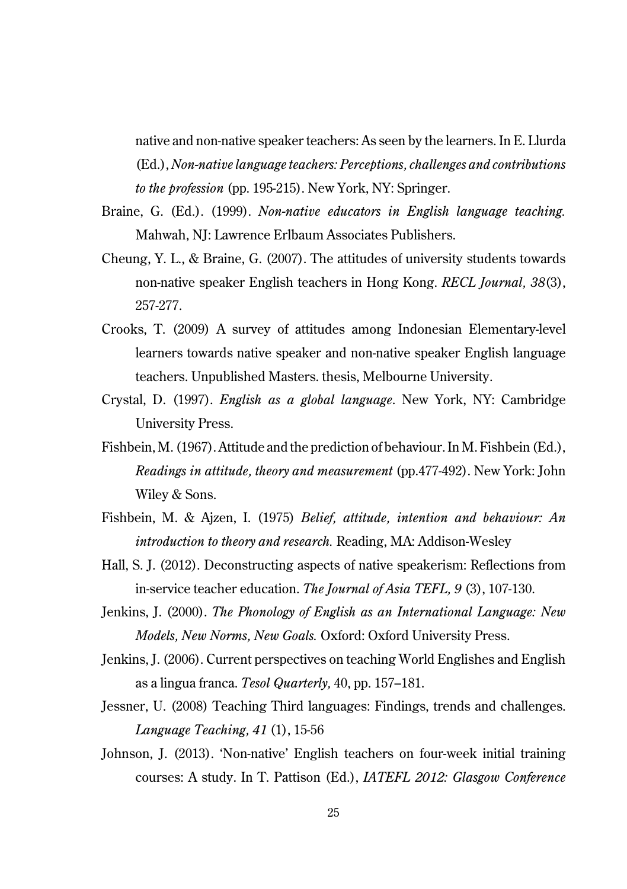native and non-native speaker teachers: As seen by the learners. In E. Llurda (Ed.), *Non-native language teachers: Perceptions, challenges and contributions to the profession* (pp. 195-215). New York, NY: Springer.

Braine, G. (Ed.). (1999). *Non-native educators in English language teaching.* Mahwah, NJ: Lawrence Erlbaum Associates Publishers.

Cheung, Y. L., & Braine, G. (2007). The attitudes of university students towards non-native speaker English teachers in Hong Kong. *RECL Journal, 38*(3), 257-277.

Crooks, T. (2009) A survey of attitudes among Indonesian Elementary-level learners towards native speaker and non-native speaker English language teachers. Unpublished Masters. thesis, Melbourne University.

Crystal, D. (1997). *English as a global language*. New York, NY: Cambridge University Press.

Fishbein, M. (1967). Attitude and the prediction of behaviour. In M. Fishbein (Ed.), *Readings in attitude, theory and measurement* (pp.477-492). New York: John Wiley & Sons.

Fishbein, M. & Ajzen, I. (1975) *Belief, attitude, intention and behaviour: An introduction to theory and research.* Reading, MA: Addison-Wesley

Hall, S. J. (2012). Deconstructing aspects of native speakerism: Reflections from in-service teacher education. *The Journal of Asia TEFL, 9* (3), 107-130.

Jenkins, J. (2000). *The Phonology of English as an International Language: New Models, New Norms, New Goals.* Oxford: Oxford University Press.

Jenkins, J. (2006). Current perspectives on teaching World Englishes and English as a lingua franca. *Tesol Quarterly,* 40, pp. 157–181.

Jessner, U. (2008) Teaching Third languages: Findings, trends and challenges. *Language Teaching, 41* (1), 15-56

Johnson, J. (2013). 'Non-native' English teachers on four-week initial training courses: A study. In T. Pattison (Ed.), *IATEFL 2012: Glasgow Conference*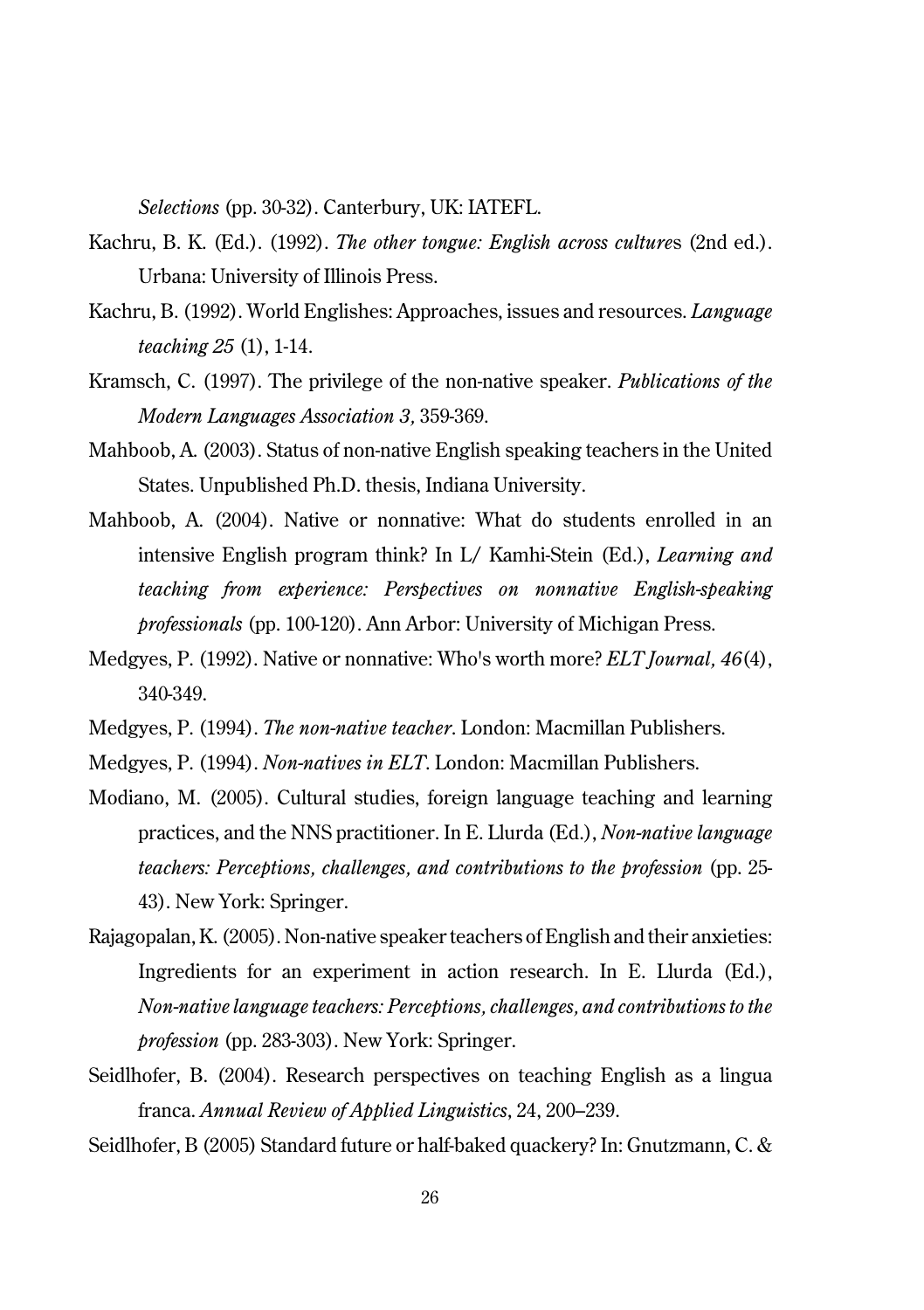*Selections* (pp. 30-32). Canterbury, UK: IATEFL.

Kachru, B. K. (Ed.). (1992). *The other tongue: English across cultures* (2nd ed.). Urbana: University of Illinois Press.

Kachru, B. (1992). World Englishes: Approaches, issues and resources. *Language teaching 25* (1), 1-14.

Kramsch, C. (1997). The privilege of the non-native speaker. *Publications of the Modern Languages Association 3,* 359-369.

Mahboob, A. (2003). Status of non-native English speaking teachers in the United States. Unpublished Ph.D. thesis, Indiana University.

Mahboob, A. (2004). Native or nonnative: What do students enrolled in an intensive English program think? In L/ Kamhi-Stein (Ed.), *Learning and teaching from experience: Perspectives on nonnative English-speaking professionals* (pp. 100-120). Ann Arbor: University of Michigan Press.

Medgyes, P. (1992). Native or nonnative: Who's worth more? *ELT Journal, 46*(4), 340-349.

Medgyes, P. (1994). *The non-native teacher*. London: Macmillan Publishers.

Medgyes, P. (1994). *Non-natives in ELT*. London: Macmillan Publishers.

Modiano, M. (2005). Cultural studies, foreign language teaching and learning practices, and the NNS practitioner. In E. Llurda (Ed.), *Non-native language teachers: Perceptions, challenges, and contributions to the profession* (pp. 25-43). New York: Springer.

Rajagopalan, K. (2005). Non-native speaker teachers of English and their anxieties: Ingredients for an experiment in action research. In E. Llurda (Ed.), *Non-native language teachers: Perceptions, challenges, and contributions to the profession* (pp. 283-303). New York: Springer.

Seidlhofer, B. (2004). Research perspectives on teaching English as a lingua franca. *Annual Review of Applied Linguistics*, 24, 200–239.

Seidlhofer, B (2005) Standard future or half-baked quackery? In: Gnutzmann, C. &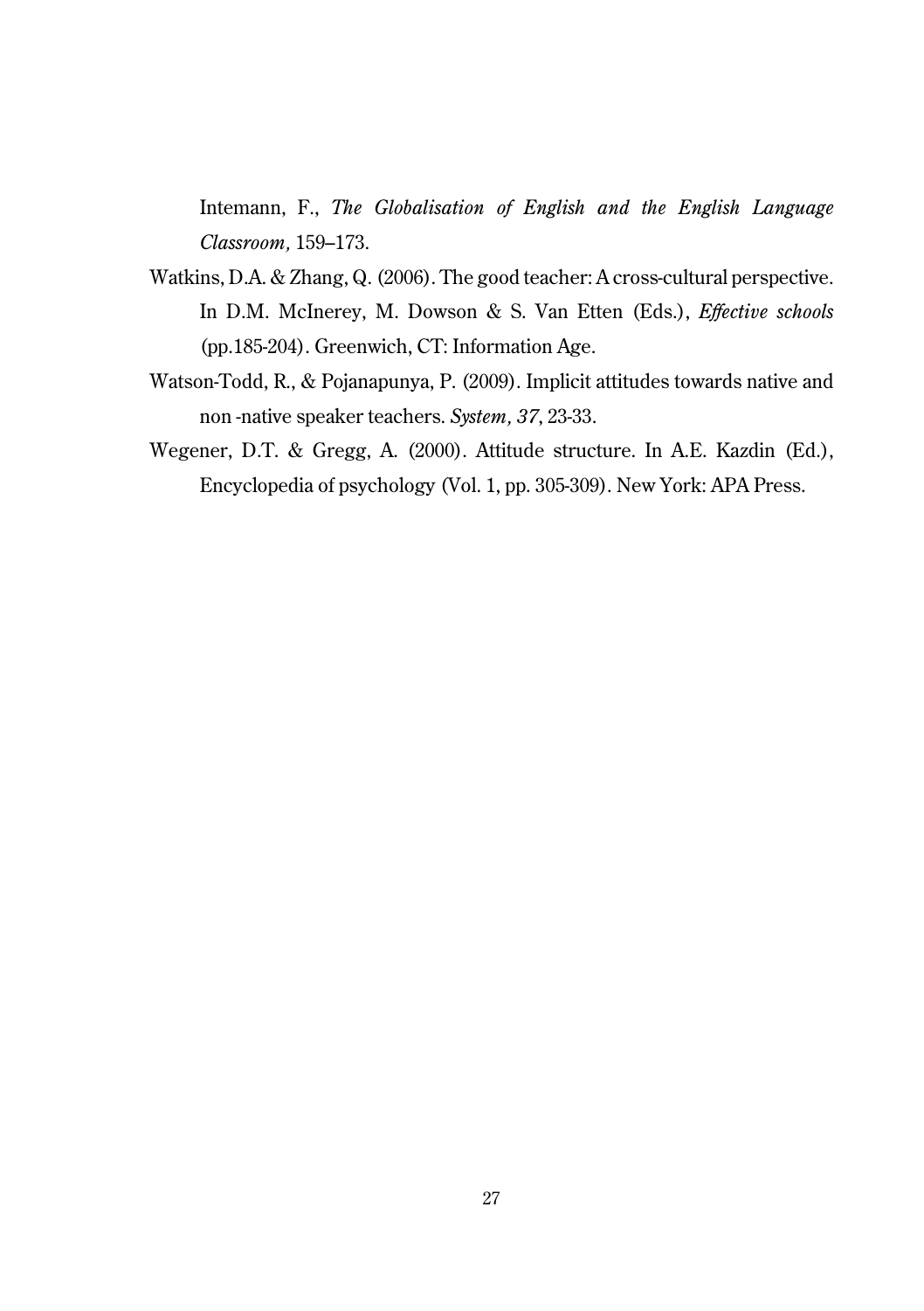Intemann, F., *The Globalisation of English and the English Language Classroom,* 159–173.

Watkins, D.A. & Zhang, Q. (2006). The good teacher: A cross-cultural perspective. In D.M. McInerey, M. Dowson & S. Van Etten (Eds.), *Effective schools* (pp.185-204). Greenwich, CT: Information Age.

Watson-Todd, R., & Pojanapunya, P. (2009). Implicit attitudes towards native and non -native speaker teachers. *System, 37*, 23-33.

Wegener, D.T. & Gregg, A. (2000). Attitude structure. In A.E. Kazdin (Ed.), Encyclopedia of psychology (Vol. 1, pp. 305-309). New York: APA Press.